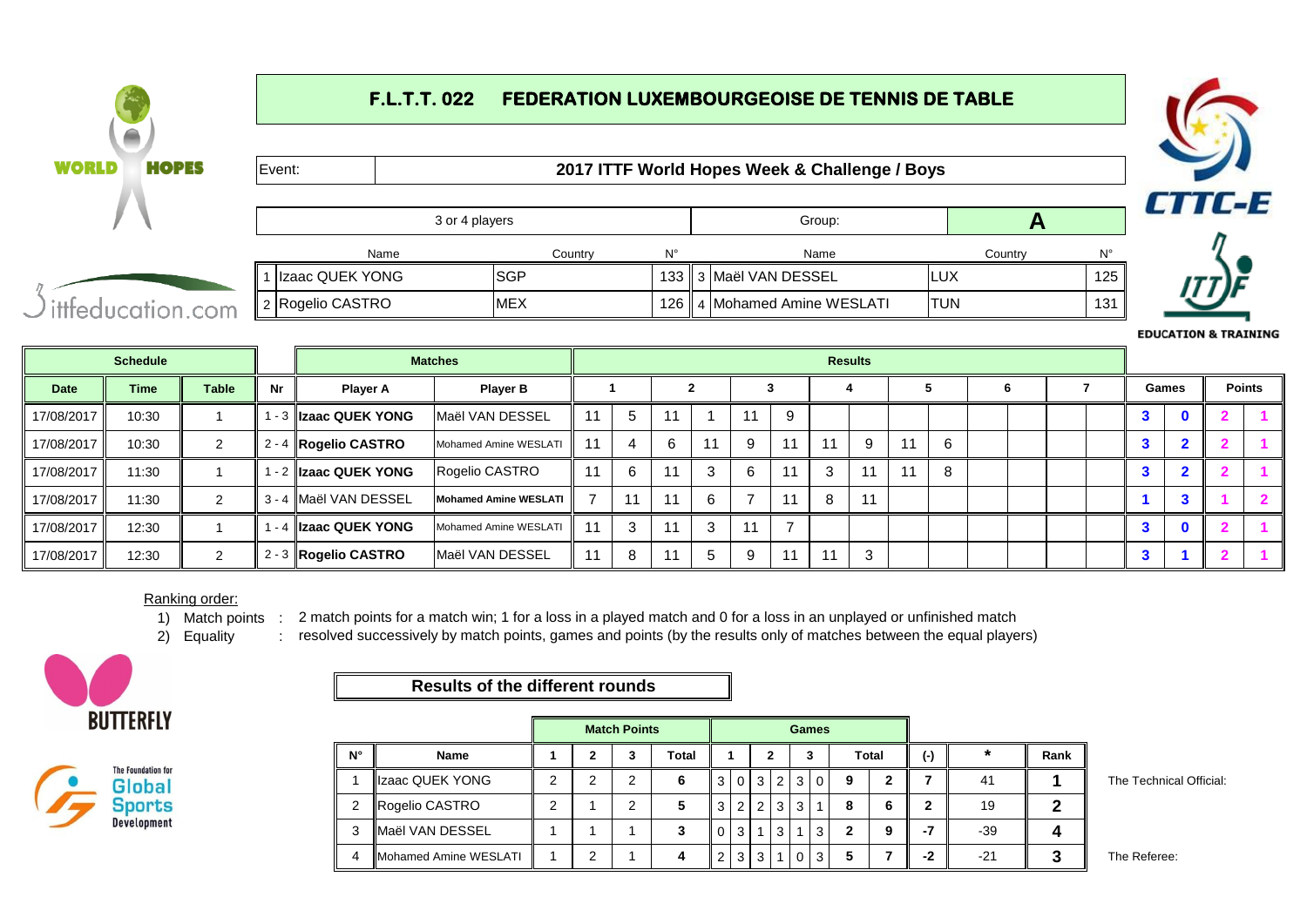# F.L.T.T. 022 FEDERATION LUXEMBOURGEOISE DE TENNIS DE TABLE

Event: **2017 ITTF World Hopes Week & Challenge / Boys**

3 or 4 players | Group: **A**

| | Name | Country | N° | | Name | Country | N° |
|---|---|---|---|---|---|---|---|
| 1 | Izaac QUEK YONG | SGP | 133 | 3 | Maël VAN DESSEL | LUX | 125 |
| 2 | Rogelio CASTRO | MEX | 126 | 4 | Mohamed Amine WESLATI | TUN | 131 |

| Schedule | | | Matches | | | Results | | | | | | | | | | | | | | Games | | Points | |
|---|---|---|---|---|---|---|---|---|---|---|---|---|---|---|---|---|---|---|---|---|---|---|---|
| Date | Time | Table | Nr | Player A | Player B | 1 | | 2 | | 3 | | 4 | | 5 | | 6 | | 7 | | Games | | Points | |
| 17/08/2017 | 10:30 | 1 | 1 - 3 | **Izaac QUEK YONG** | Maël VAN DESSEL | 11 | 5 | 11 | 1 | 11 | 9 | | | | | | | | | 3 | 0 | 2 | 1 |
| 17/08/2017 | 10:30 | 2 | 2 - 4 | **Rogelio CASTRO** | Mohamed Amine WESLATI | 11 | 4 | 6 | 11 | 9 | 11 | 11 | 9 | 11 | 6 | | | | | 3 | 2 | 2 | 1 |
| 17/08/2017 | 11:30 | 1 | 1 - 2 | **Izaac QUEK YONG** | Rogelio CASTRO | 11 | 6 | 11 | 3 | 6 | 11 | 3 | 11 | 11 | 8 | | | | | 3 | 2 | 2 | 1 |
| 17/08/2017 | 11:30 | 2 | 3 - 4 | Maël VAN DESSEL | **Mohamed Amine WESLATI** | 7 | 11 | 11 | 6 | 7 | 11 | 8 | 11 | | | | | | | 1 | 3 | 1 | 2 |
| 17/08/2017 | 12:30 | 1 | 1 - 4 | **Izaac QUEK YONG** | Mohamed Amine WESLATI | 11 | 3 | 11 | 3 | 11 | 7 | | | | | | | | | 3 | 0 | 2 | 1 |
| 17/08/2017 | 12:30 | 2 | 2 - 3 | **Rogelio CASTRO** | Maël VAN DESSEL | 11 | 8 | 11 | 5 | 9 | 11 | 11 | 3 | | | | | | | 3 | 1 | 2 | 1 |

Ranking order:

1) Match points : 2 match points for a match win; 1 for a loss in a played match and 0 for a loss in an unplayed or unfinished match
2) Equality : resolved successively by match points, games and points (by the results only of matches between the equal players)

## Results of the different rounds

| | | Match Points | | | | Games | | | | | | | | | | |
|---|---|---|---|---|---|---|---|---|---|---|---|---|---|---|---|---|
| N° | Name | 1 | 2 | 3 | Total | 1 | | 2 | | 3 | | Total | | (-) | * | Rank |
| 1 | Izaac QUEK YONG | 2 | 2 | 2 | 6 | 3 | 0 | 3 | 2 | 3 | 0 | 9 | 2 | 7 | 41 | 1 |
| 2 | Rogelio CASTRO | 2 | 1 | 2 | 5 | 3 | 2 | 2 | 3 | 3 | 1 | 8 | 6 | 2 | 19 | 2 |
| 3 | Maël VAN DESSEL | 1 | 1 | 1 | 3 | 0 | 3 | 1 | 3 | 1 | 3 | 2 | 9 | -7 | -39 | 4 |
| 4 | Mohamed Amine WESLATI | 1 | 2 | 1 | 4 | 2 | 3 | 3 | 1 | 0 | 3 | 5 | 7 | -2 | -21 | 3 |

The Technical Official:

The Referee: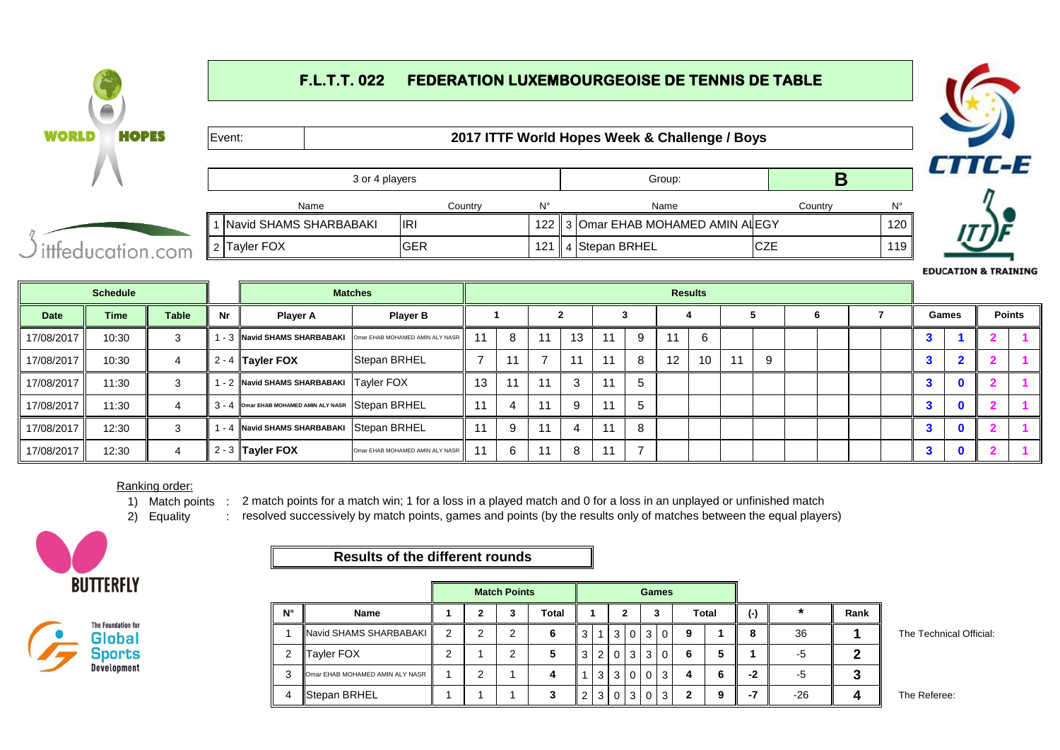**F.L.T.T. 022 FEDERATION LUXEMBOURGEOISE DE TENNIS DE TABLE**

WORLD HOPES

ittfeducation.com

CTTC-E

ITTF EDUCATION & TRAINING

| Event: | 2017 ITTF World Hopes Week & Challenge / Boys |
|---|---|

| 3 or 4 players | Group: | B |
|---|---|---|

| | Name | Country | N° | | Name | Country | N° |
|---|---|---|---|---|---|---|---|
| 1 | Navid SHAMS SHARBABAKI | IRI | 122 | 3 | Omar EHAB MOHAMED AMIN AL | EGY | 120 |
| 2 | Tayler FOX | GER | 121 | 4 | Stepan BRHEL | CZE | 119 |

| Schedule | | | | Matches | | Results | | | | | | | | | | | | | | | | | |
|---|---|---|---|---|---|---|---|---|---|---|---|---|---|---|---|---|---|---|---|---|---|---|---|
| Date | Time | Table | Nr | Player A | Player B | 1 | | 2 | | 3 | | 4 | | 5 | | 6 | | 7 | | Games | | Points | |
| 17/08/2017 | 10:30 | 3 | 1 - 3 | Navid SHAMS SHARBABAKI | Omar EHAB MOHAMED AMIN ALY NASR | 11 | 8 | 11 | 13 | 11 | 9 | 11 | 6 | | | | | | | 3 | 1 | 2 | 1 |
| 17/08/2017 | 10:30 | 4 | 2 - 4 | Tayler FOX | Stepan BRHEL | 7 | 11 | 7 | 11 | 11 | 8 | 12 | 10 | 11 | 9 | | | | | 3 | 2 | 2 | 1 |
| 17/08/2017 | 11:30 | 3 | 1 - 2 | Navid SHAMS SHARBABAKI | Tayler FOX | 13 | 11 | 11 | 3 | 11 | 5 | | | | | | | | | 3 | 0 | 2 | 1 |
| 17/08/2017 | 11:30 | 4 | 3 - 4 | Omar EHAB MOHAMED AMIN ALY NASR | Stepan BRHEL | 11 | 4 | 11 | 9 | 11 | 5 | | | | | | | | | 3 | 0 | 2 | 1 |
| 17/08/2017 | 12:30 | 3 | 1 - 4 | Navid SHAMS SHARBABAKI | Stepan BRHEL | 11 | 9 | 11 | 4 | 11 | 8 | | | | | | | | | 3 | 0 | 2 | 1 |
| 17/08/2017 | 12:30 | 4 | 2 - 3 | Tayler FOX | Omar EHAB MOHAMED AMIN ALY NASR | 11 | 6 | 11 | 8 | 11 | 7 | | | | | | | | | 3 | 0 | 2 | 1 |

Ranking order:

1) Match points : 2 match points for a match win; 1 for a loss in a played match and 0 for a loss in an unplayed or unfinished match
2) Equality : resolved successively by match points, games and points (by the results only of matches between the equal players)

BUTTERFLY

The Foundation for Global Sports Development

**Results of the different rounds**

| | | Match Points | | | | Games | | | | | | | | | | |
|---|---|---|---|---|---|---|---|---|---|---|---|---|---|---|---|---|
| N° | Name | 1 | 2 | 3 | Total | 1 | | 2 | | 3 | | Total | | (-) | * | Rank |
| 1 | Navid SHAMS SHARBABAKI | 2 | 2 | 2 | 6 | 3 | 1 | 3 | 0 | 3 | 0 | 9 | 1 | 8 | 36 | 1 |
| 2 | Tayler FOX | 2 | 1 | 2 | 5 | 3 | 2 | 0 | 3 | 3 | 0 | 6 | 5 | 1 | -5 | 2 |
| 3 | Omar EHAB MOHAMED AMIN ALY NASR | 1 | 2 | 1 | 4 | 1 | 3 | 3 | 0 | 0 | 3 | 4 | 6 | -2 | -5 | 3 |
| 4 | Stepan BRHEL | 1 | 1 | 1 | 3 | 2 | 3 | 0 | 3 | 0 | 3 | 2 | 9 | -7 | -26 | 4 |

The Technical Official:

The Referee: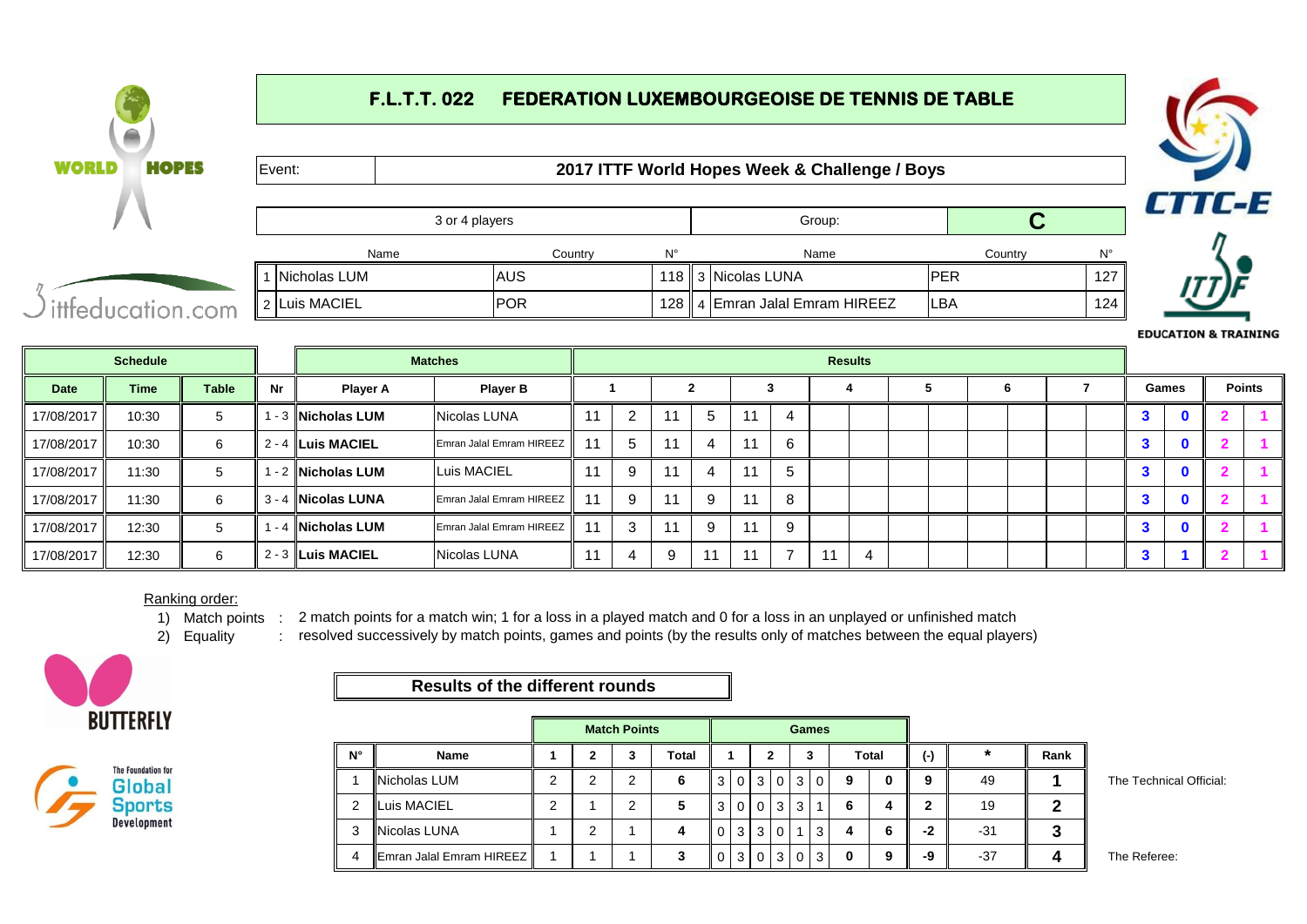# F.L.T.T. 022 FEDERATION LUXEMBOURGEOISE DE TENNIS DE TABLE

Event: **2017 ITTF World Hopes Week & Challenge / Boys**

3 or 4 players — Group: **C**

| | Name | Country | N° | | Name | Country | N° |
|---|---|---|---|---|---|---|---|
| 1 | Nicholas LUM | AUS | 118 | 3 | Nicolas LUNA | PER | 127 |
| 2 | Luis MACIEL | POR | 128 | 4 | Emran Jalal Emram HIREEZ | LBA | 124 |

| Schedule | | | | Matches | | Results | | | | | | | | | | | | | | Games | | Points | |
|---|---|---|---|---|---|---|---|---|---|---|---|---|---|---|---|---|---|---|---|---|---|---|---|
| Date | Time | Table | Nr | Player A | Player B | 1 | | 2 | | 3 | | 4 | | 5 | | 6 | | 7 | | | | | |
| 17/08/2017 | 10:30 | 5 | 1 - 3 | **Nicholas LUM** | Nicolas LUNA | 11 | 2 | 11 | 5 | 11 | 4 | | | | | | | | | 3 | 0 | 2 | 1 |
| 17/08/2017 | 10:30 | 6 | 2 - 4 | **Luis MACIEL** | Emran Jalal Emram HIREEZ | 11 | 5 | 11 | 4 | 11 | 6 | | | | | | | | | 3 | 0 | 2 | 1 |
| 17/08/2017 | 11:30 | 5 | 1 - 2 | **Nicholas LUM** | Luis MACIEL | 11 | 9 | 11 | 4 | 11 | 5 | | | | | | | | | 3 | 0 | 2 | 1 |
| 17/08/2017 | 11:30 | 6 | 3 - 4 | **Nicolas LUNA** | Emran Jalal Emram HIREEZ | 11 | 9 | 11 | 9 | 11 | 8 | | | | | | | | | 3 | 0 | 2 | 1 |
| 17/08/2017 | 12:30 | 5 | 1 - 4 | **Nicholas LUM** | Emran Jalal Emram HIREEZ | 11 | 3 | 11 | 9 | 11 | 9 | | | | | | | | | 3 | 0 | 2 | 1 |
| 17/08/2017 | 12:30 | 6 | 2 - 3 | **Luis MACIEL** | Nicolas LUNA | 11 | 4 | 9 | 11 | 11 | 7 | 11 | 4 | | | | | | | 3 | 1 | 2 | 1 |

Ranking order:

1) Match points : 2 match points for a match win; 1 for a loss in a played match and 0 for a loss in an unplayed or unfinished match
2) Equality : resolved successively by match points, games and points (by the results only of matches between the equal players)

## Results of the different rounds

| | | Match Points | | | | Games | | | | | | | | | | |
|---|---|---|---|---|---|---|---|---|---|---|---|---|---|---|---|---|
| N° | Name | 1 | 2 | 3 | Total | 1 | | 2 | | 3 | | Total | | (-) | * | Rank |
| 1 | Nicholas LUM | 2 | 2 | 2 | 6 | 3 | 0 | 3 | 0 | 3 | 0 | 9 | 0 | 9 | 49 | 1 |
| 2 | Luis MACIEL | 2 | 1 | 2 | 5 | 3 | 0 | 0 | 3 | 3 | 1 | 6 | 4 | 2 | 19 | 2 |
| 3 | Nicolas LUNA | 1 | 2 | 1 | 4 | 0 | 3 | 3 | 0 | 1 | 3 | 4 | 6 | -2 | -31 | 3 |
| 4 | Emran Jalal Emram HIREEZ | 1 | 1 | 1 | 3 | 0 | 3 | 0 | 3 | 0 | 3 | 0 | 9 | -9 | -37 | 4 |

The Technical Official:

The Referee: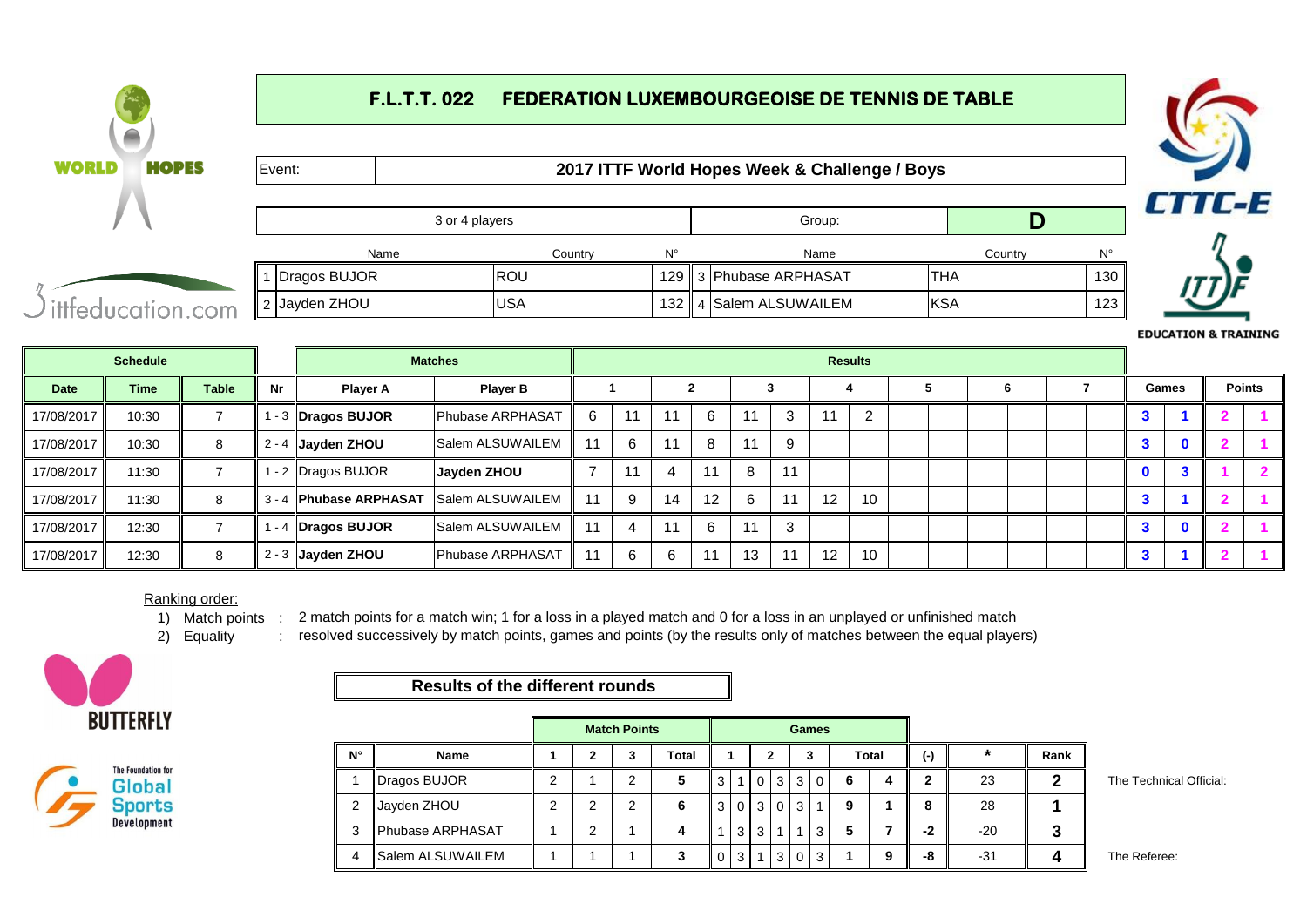## F.L.T.T. 022 FEDERATION LUXEMBOURGEOISE DE TENNIS DE TABLE

| Event: | 2017 ITTF World Hopes Week & Challenge / Boys |
|---|---|

| 3 or 4 players | Group: | D |
|---|---|---|

| | Name | Country | N° | | Name | Country | N° |
|---|---|---|---|---|---|---|---|
| 1 | Dragos BUJOR | ROU | 129 | 3 | Phubase ARPHASAT | THA | 130 |
| 2 | Jayden ZHOU | USA | 132 | 4 | Salem ALSUWAILEM | KSA | 123 |

| Schedule | | | | Matches | | Results | | | | | | | | | | | | | | | | | |
|---|---|---|---|---|---|---|---|---|---|---|---|---|---|---|---|---|---|---|---|---|---|---|---|
| Date | Time | Table | Nr | Player A | Player B | 1 | | 2 | | 3 | | 4 | | 5 | | 6 | | 7 | | Games | | Points | |
| 17/08/2017 | 10:30 | 7 | 1 - 3 | **Dragos BUJOR** | Phubase ARPHASAT | 6 | 11 | 11 | 6 | 11 | 3 | 11 | 2 | | | | | | | 3 | 1 | 2 | 1 |
| 17/08/2017 | 10:30 | 8 | 2 - 4 | **Jayden ZHOU** | Salem ALSUWAILEM | 11 | 6 | 11 | 8 | 11 | 9 | | | | | | | | | 3 | 0 | 2 | 1 |
| 17/08/2017 | 11:30 | 7 | 1 - 2 | Dragos BUJOR | **Jayden ZHOU** | 7 | 11 | 4 | 11 | 8 | 11 | | | | | | | | | 0 | 3 | 1 | 2 |
| 17/08/2017 | 11:30 | 8 | 3 - 4 | **Phubase ARPHASAT** | Salem ALSUWAILEM | 11 | 9 | 14 | 12 | 6 | 11 | 12 | 10 | | | | | | | 3 | 1 | 2 | 1 |
| 17/08/2017 | 12:30 | 7 | 1 - 4 | **Dragos BUJOR** | Salem ALSUWAILEM | 11 | 4 | 11 | 6 | 11 | 3 | | | | | | | | | 3 | 0 | 2 | 1 |
| 17/08/2017 | 12:30 | 8 | 2 - 3 | **Jayden ZHOU** | Phubase ARPHASAT | 11 | 6 | 6 | 11 | 13 | 11 | 12 | 10 | | | | | | | 3 | 1 | 2 | 1 |

Ranking order:

1) Match points : 2 match points for a match win; 1 for a loss in a played match and 0 for a loss in an unplayed or unfinished match
2) Equality : resolved successively by match points, games and points (by the results only of matches between the equal players)

### Results of the different rounds

| | | Match Points | | | | Games | | | | | | | | | | |
|---|---|---|---|---|---|---|---|---|---|---|---|---|---|---|---|---|
| N° | Name | 1 | 2 | 3 | Total | 1 | | 2 | | 3 | | Total | | (-) | * | Rank |
| 1 | Dragos BUJOR | 2 | 1 | 2 | 5 | 3 | 1 | 0 | 3 | 3 | 0 | 6 | 4 | 2 | 23 | 2 |
| 2 | Jayden ZHOU | 2 | 2 | 2 | 6 | 3 | 0 | 3 | 0 | 3 | 1 | 9 | 1 | 8 | 28 | 1 |
| 3 | Phubase ARPHASAT | 1 | 2 | 1 | 4 | 1 | 3 | 3 | 1 | 1 | 3 | 5 | 7 | -2 | -20 | 3 |
| 4 | Salem ALSUWAILEM | 1 | 1 | 1 | 3 | 0 | 3 | 1 | 3 | 0 | 3 | 1 | 9 | -8 | -31 | 4 |

The Technical Official:

The Referee: